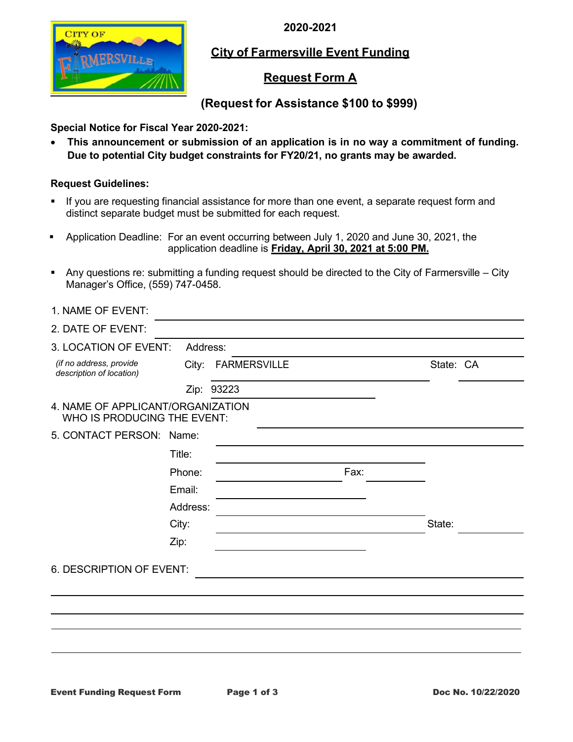# 2020-2021

## City of Farmersville Event Funding

## Request Form A

### (Request for Assistance $100 to $999)

**Special Notice for Fiscal Year 2020-2021:**

- **This announcement or submission of an application is in no way a commitment of funding. Due to potential City budget constraints for FY20/21, no grants may be awarded.**

**Request Guidelines:**

- If you are requesting financial assistance for more than one event, a separate request form and distinct separate budget must be submitted for each request.
- Application Deadline: For an event occurring between July 1, 2020 and June 30, 2021, the application deadline is **Friday, April 30, 2021 at 5:00 PM.**
- Any questions re: submitting a funding request should be directed to the City of Farmersville – City Manager's Office, (559) 747-0458.

1. NAME OF EVENT: ______________________________

2. DATE OF EVENT: ______________________________

3. LOCATION OF EVENT: Address: ______________________________
   *(if no address, provide description of location)*
   City: FARMERSVILLE State: CA
   Zip: 93223

4. NAME OF APPLICANT/ORGANIZATION WHO IS PRODUCING THE EVENT: ______________________________

5. CONTACT PERSON: Name: ______________________________
   Title: ______________________________
   Phone: ______________ Fax: ______________
   Email: ______________________________
   Address: ______________________________
   City: ______________________ State: ________
   Zip: ______________

6. DESCRIPTION OF EVENT: ______________________________

______________________________________________________________

______________________________________________________________

______________________________________________________________

______________________________________________________________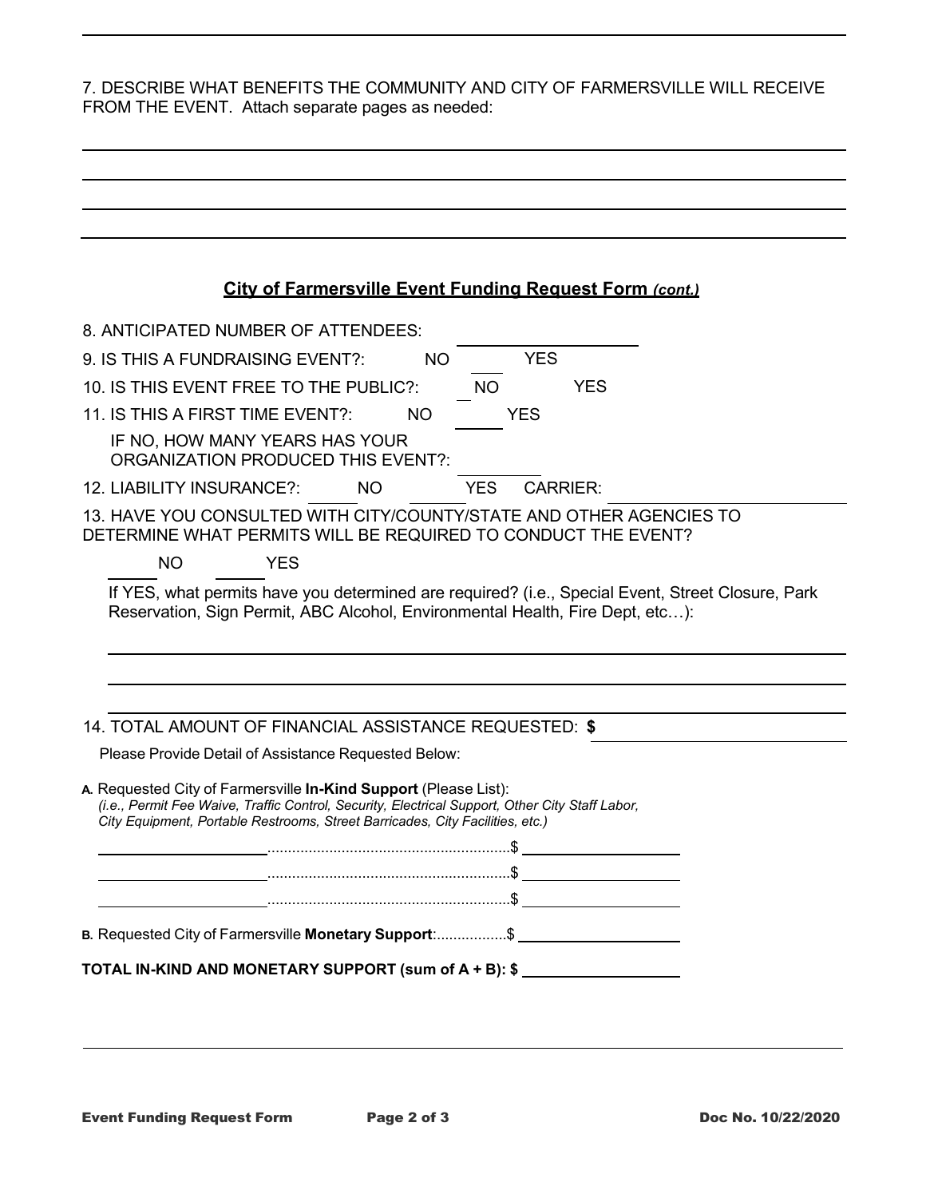7. DESCRIBE WHAT BENEFITS THE COMMUNITY AND CITY OF FARMERSVILLE WILL RECEIVE FROM THE EVENT. Attach separate pages as needed:

______________________________________________________________________________

______________________________________________________________________________

______________________________________________________________________________

______________________________________________________________________________

## City of Farmersville Event Funding Request Form *(cont.)*

8. ANTICIPATED NUMBER OF ATTENDEES: ____________________

9. IS THIS A FUNDRAISING EVENT?: ____ NO ____ YES

10. IS THIS EVENT FREE TO THE PUBLIC?: ____ NO ____ YES

11. IS THIS A FIRST TIME EVENT?: ____ NO ____ YES

IF NO, HOW MANY YEARS HAS YOUR ORGANIZATION PRODUCED THIS EVENT?: ________

12. LIABILITY INSURANCE?: ____ NO ____ YES CARRIER: ____________________

13. HAVE YOU CONSULTED WITH CITY/COUNTY/STATE AND OTHER AGENCIES TO DETERMINE WHAT PERMITS WILL BE REQUIRED TO CONDUCT THE EVENT?

____ NO ____ YES

If YES, what permits have you determined are required? (i.e., Special Event, Street Closure, Park Reservation, Sign Permit, ABC Alcohol, Environmental Health, Fire Dept, etc…):

______________________________________________________________________________

______________________________________________________________________________

______________________________________________________________________________

14. TOTAL AMOUNT OF FINANCIAL ASSISTANCE REQUESTED: **$** ____________________

Please Provide Detail of Assistance Requested Below:

**A.** Requested City of Farmersville **In-Kind Support** (Please List):
*(i.e., Permit Fee Waive, Traffic Control, Security, Electrical Support, Other City Staff Labor, City Equipment, Portable Restrooms, Street Barricades, City Facilities, etc.)*

____________________..........................................................$ ____________________

____________________..........................................................$ ____________________

____________________..........................................................$ ____________________

**B.** Requested City of Farmersville **Monetary Support**:.................$ ____________________

**TOTAL IN-KIND AND MONETARY SUPPORT (sum of A + B): $** ____________________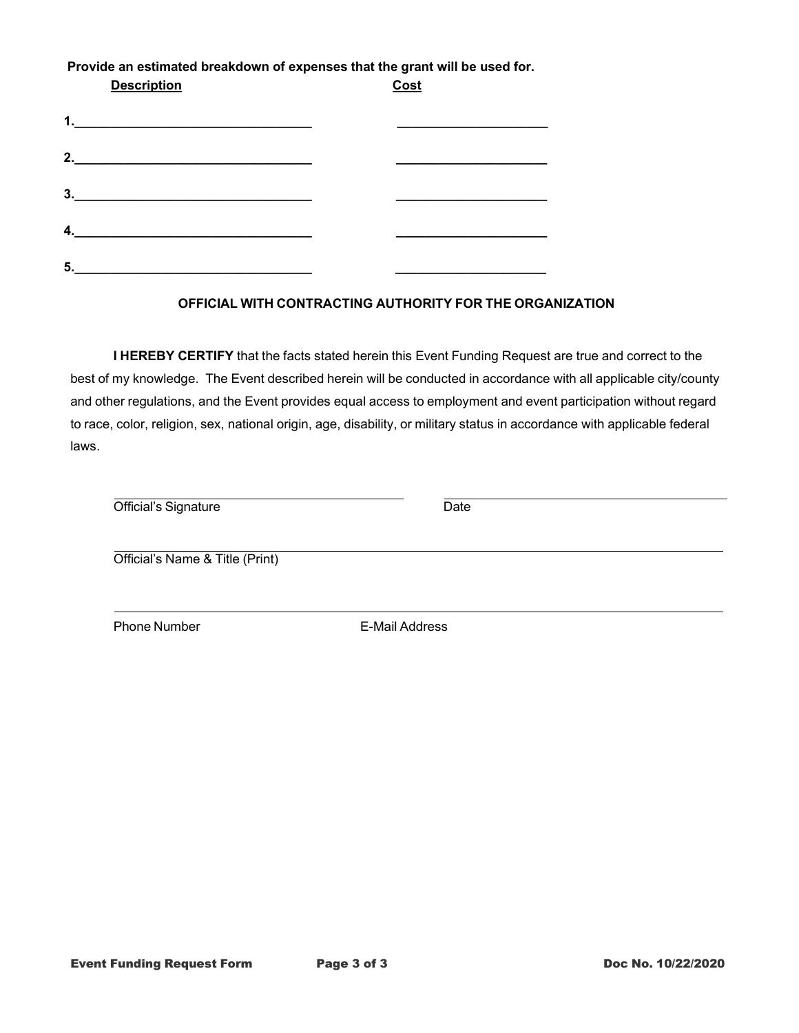**Provide an estimated breakdown of expenses that the grant will be used for.**

| **Description** | **Cost** |
|---|---|
| 1.__________________________________ | _____________________ |
| 2.__________________________________ | _____________________ |
| 3.__________________________________ | _____________________ |
| 4.__________________________________ | _____________________ |
| 5.__________________________________ | _____________________ |

## OFFICIAL WITH CONTRACTING AUTHORITY FOR THE ORGANIZATION

**I HEREBY CERTIFY** that the facts stated herein this Event Funding Request are true and correct to the best of my knowledge. The Event described herein will be conducted in accordance with all applicable city/county and other regulations, and the Event provides equal access to employment and event participation without regard to race, color, religion, sex, national origin, age, disability, or military status in accordance with applicable federal laws.

_____________________________________ _____________________________________

Official's Signature Date

_____________________________________

Official's Name & Title (Print)

_____________________________________

Phone Number E-Mail Address